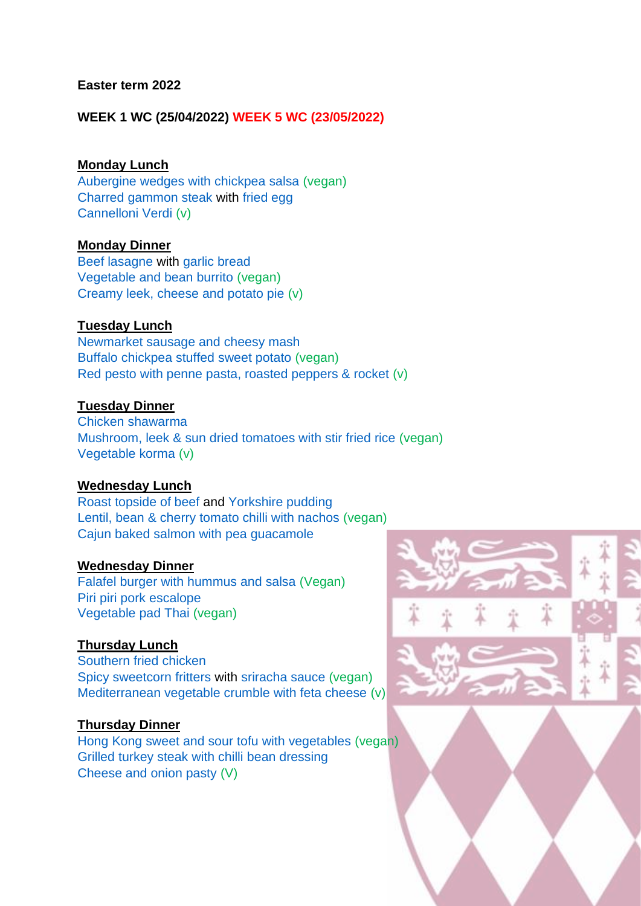**Easter term 2022**

**WEEK 1 WC (25/04/2022) WEEK 5 WC (23/05/2022)**

**Monday Lunch**

Aubergine wedges with chickpea salsa (vegan)
Charred gammon steak with fried egg
Cannelloni Verdi (v)

**Monday Dinner**

Beef lasagne with garlic bread
Vegetable and bean burrito (vegan)
Creamy leek, cheese and potato pie (v)

**Tuesday Lunch**

Newmarket sausage and cheesy mash
Buffalo chickpea stuffed sweet potato (vegan)
Red pesto with penne pasta, roasted peppers & rocket (v)

**Tuesday Dinner**

Chicken shawarma
Mushroom, leek & sun dried tomatoes with stir fried rice (vegan)
Vegetable korma (v)

**Wednesday Lunch**

Roast topside of beef and Yorkshire pudding
Lentil, bean & cherry tomato chilli with nachos (vegan)
Cajun baked salmon with pea guacamole

**Wednesday Dinner**

Falafel burger with hummus and salsa (Vegan)
Piri piri pork escalope
Vegetable pad Thai (vegan)

**Thursday Lunch**

Southern fried chicken
Spicy sweetcorn fritters with sriracha sauce (vegan)
Mediterranean vegetable crumble with feta cheese (v)

**Thursday Dinner**

Hong Kong sweet and sour tofu with vegetables (vegan)
Grilled turkey steak with chilli bean dressing
Cheese and onion pasty (V)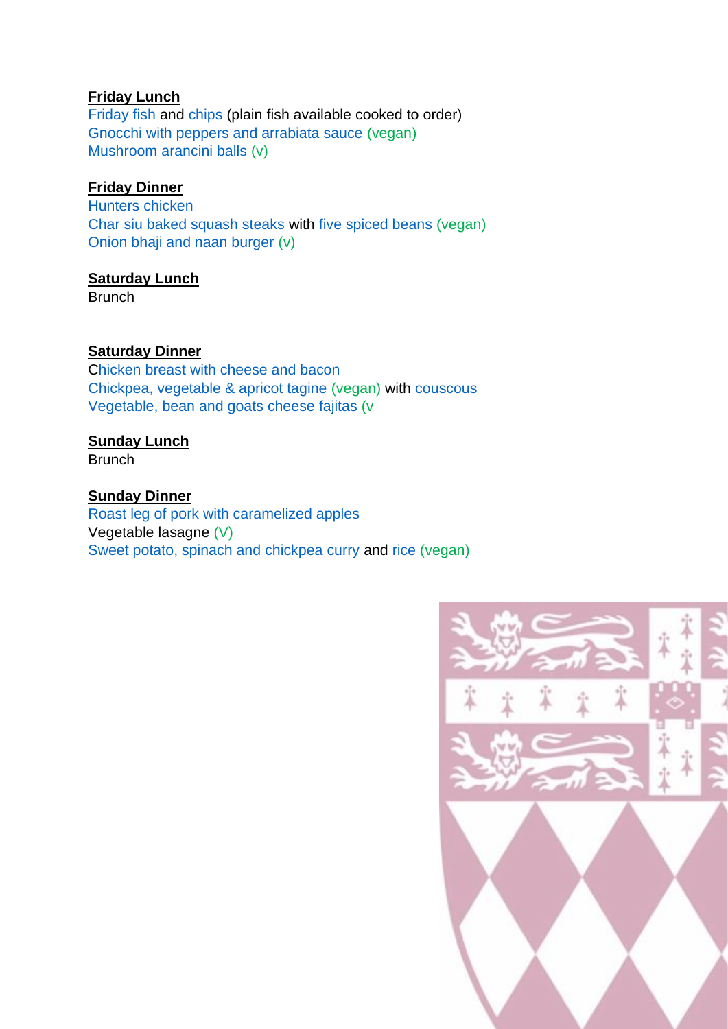**Friday Lunch**

Friday fish and chips (plain fish available cooked to order)
Gnocchi with peppers and arrabiata sauce (vegan)
Mushroom arancini balls (v)

**Friday Dinner**

Hunters chicken
Char siu baked squash steaks with five spiced beans (vegan)
Onion bhaji and naan burger (v)

**Saturday Lunch**

Brunch

**Saturday Dinner**

Chicken breast with cheese and bacon
Chickpea, vegetable & apricot tagine (vegan) with couscous
Vegetable, bean and goats cheese fajitas (v

**Sunday Lunch**

Brunch

**Sunday Dinner**

Roast leg of pork with caramelized apples
Vegetable lasagne (V)
Sweet potato, spinach and chickpea curry and rice (vegan)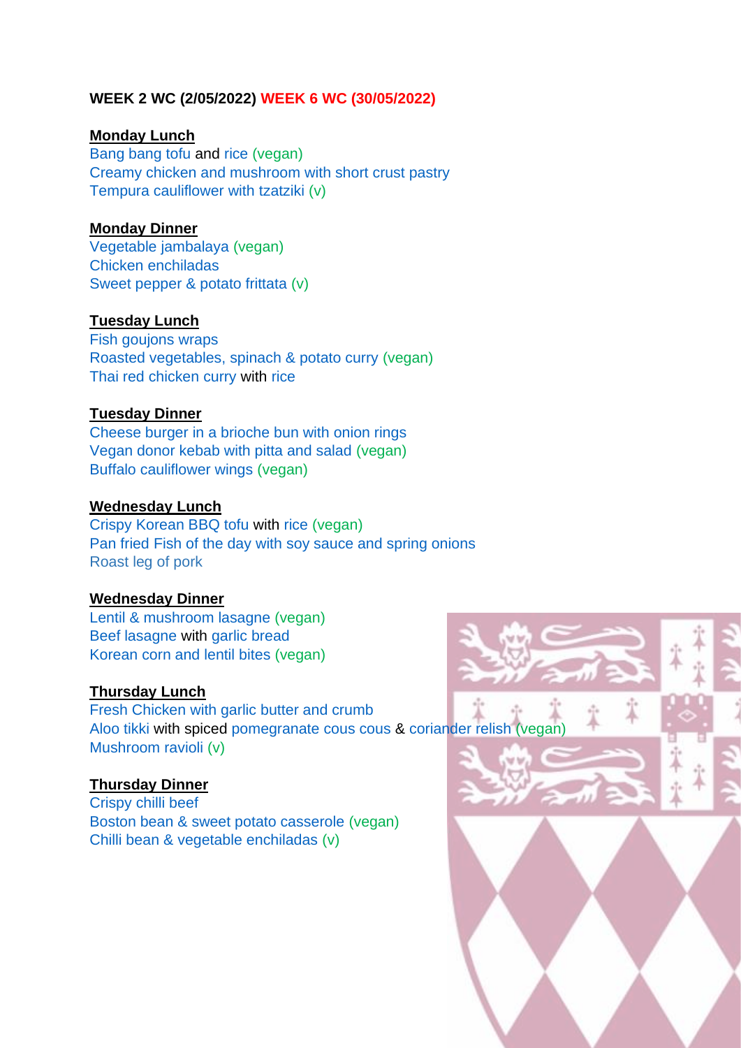**WEEK 2 WC (2/05/2022) WEEK 6 WC (30/05/2022)**

**Monday Lunch**

Bang bang tofu and rice (vegan)
Creamy chicken and mushroom with short crust pastry
Tempura cauliflower with tzatziki (v)

**Monday Dinner**

Vegetable jambalaya (vegan)
Chicken enchiladas
Sweet pepper & potato frittata (v)

**Tuesday Lunch**

Fish goujons wraps
Roasted vegetables, spinach & potato curry (vegan)
Thai red chicken curry with rice

**Tuesday Dinner**

Cheese burger in a brioche bun with onion rings
Vegan donor kebab with pitta and salad (vegan)
Buffalo cauliflower wings (vegan)

**Wednesday Lunch**

Crispy Korean BBQ tofu with rice (vegan)
Pan fried Fish of the day with soy sauce and spring onions
Roast leg of pork

**Wednesday Dinner**

Lentil & mushroom lasagne (vegan)
Beef lasagne with garlic bread
Korean corn and lentil bites (vegan)

**Thursday Lunch**

Fresh Chicken with garlic butter and crumb
Aloo tikki with spiced pomegranate cous cous & coriander relish (vegan)
Mushroom ravioli (v)

**Thursday Dinner**

Crispy chilli beef
Boston bean & sweet potato casserole (vegan)
Chilli bean & vegetable enchiladas (v)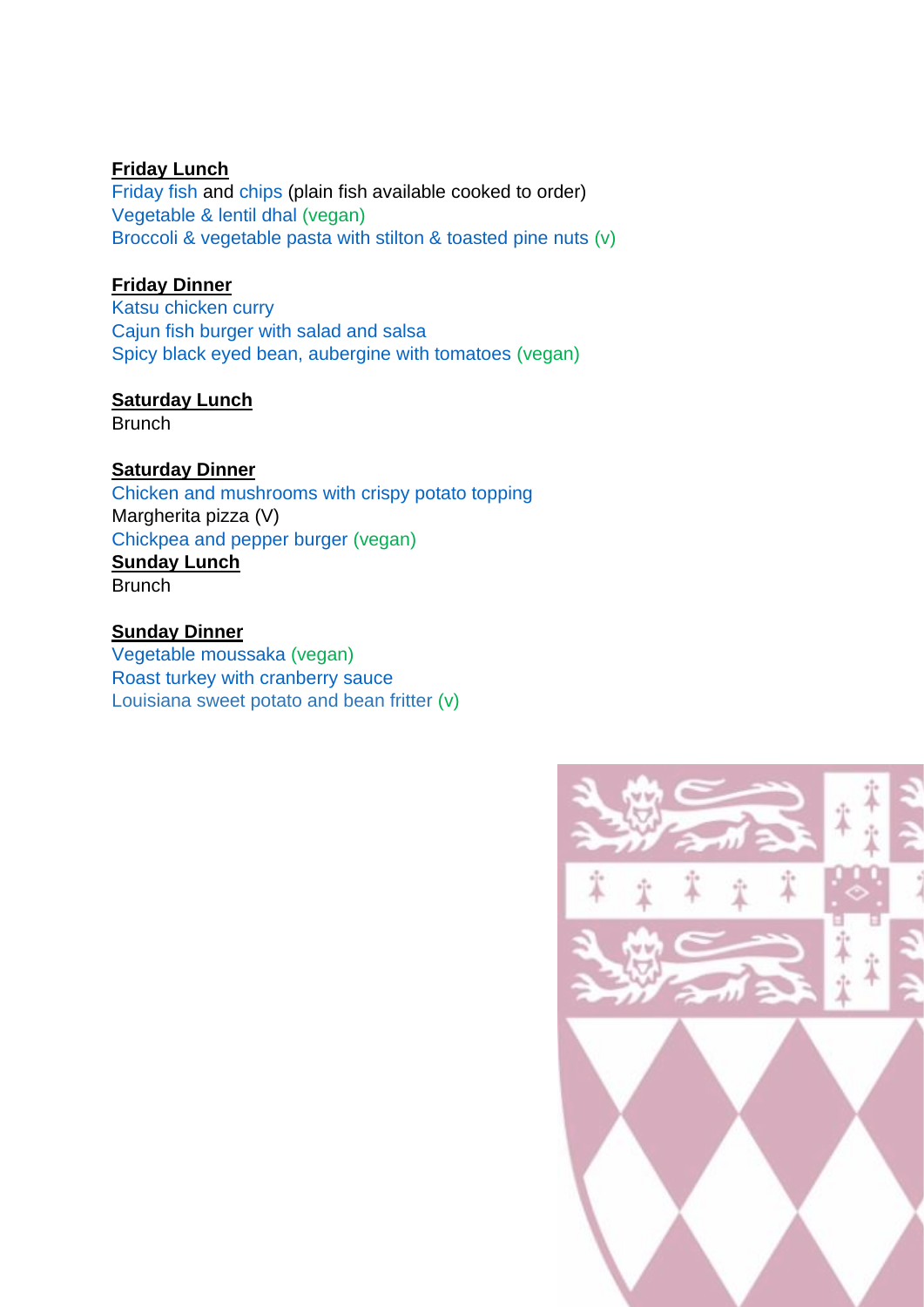**Friday Lunch**

Friday fish and chips (plain fish available cooked to order)
Vegetable & lentil dhal (vegan)
Broccoli & vegetable pasta with stilton & toasted pine nuts (v)

**Friday Dinner**

Katsu chicken curry
Cajun fish burger with salad and salsa
Spicy black eyed bean, aubergine with tomatoes (vegan)

**Saturday Lunch**

Brunch

**Saturday Dinner**

Chicken and mushrooms with crispy potato topping
Margherita pizza (V)
Chickpea and pepper burger (vegan)

**Sunday Lunch**

Brunch

**Sunday Dinner**

Vegetable moussaka (vegan)
Roast turkey with cranberry sauce
Louisiana sweet potato and bean fritter (v)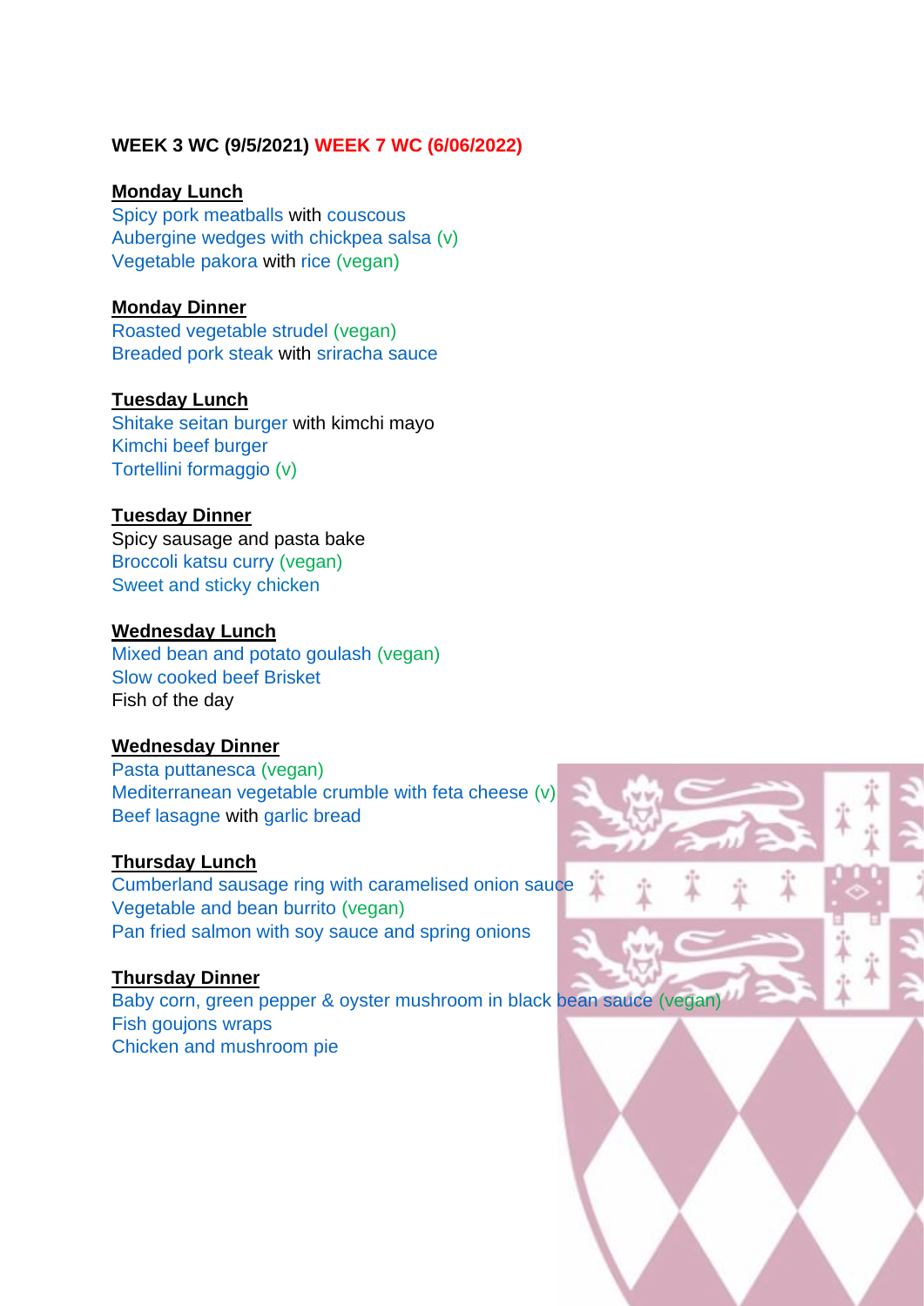**WEEK 3 WC (9/5/2021) WEEK 7 WC (6/06/2022)**

**Monday Lunch**

Spicy pork meatballs with couscous
Aubergine wedges with chickpea salsa (v)
Vegetable pakora with rice (vegan)

**Monday Dinner**

Roasted vegetable strudel (vegan)
Breaded pork steak with sriracha sauce

**Tuesday Lunch**

Shitake seitan burger with kimchi mayo
Kimchi beef burger
Tortellini formaggio (v)

**Tuesday Dinner**

Spicy sausage and pasta bake
Broccoli katsu curry (vegan)
Sweet and sticky chicken

**Wednesday Lunch**

Mixed bean and potato goulash (vegan)
Slow cooked beef Brisket
Fish of the day

**Wednesday Dinner**

Pasta puttanesca (vegan)
Mediterranean vegetable crumble with feta cheese (v)
Beef lasagne with garlic bread

**Thursday Lunch**

Cumberland sausage ring with caramelised onion sauce
Vegetable and bean burrito (vegan)
Pan fried salmon with soy sauce and spring onions

**Thursday Dinner**

Baby corn, green pepper & oyster mushroom in black bean sauce (vegan)
Fish goujons wraps
Chicken and mushroom pie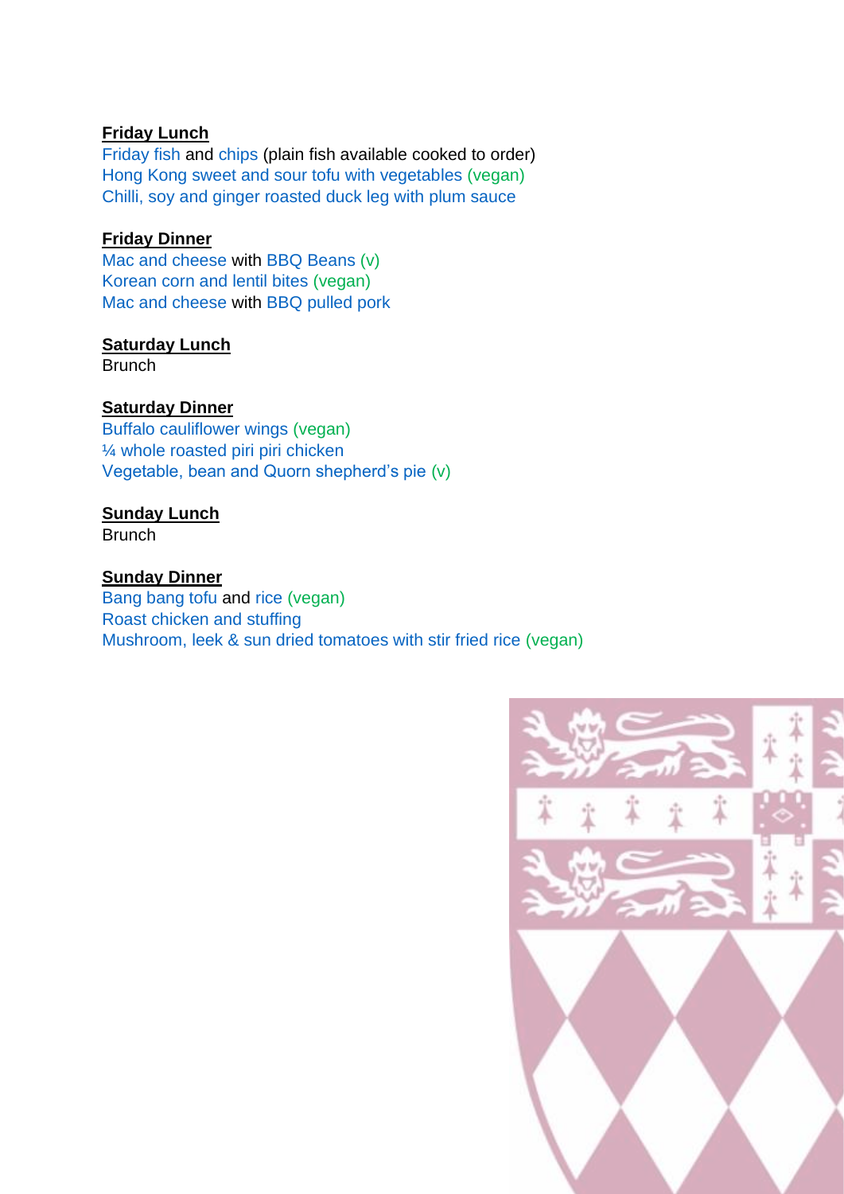**Friday Lunch**

Friday fish and chips (plain fish available cooked to order)
Hong Kong sweet and sour tofu with vegetables (vegan)
Chilli, soy and ginger roasted duck leg with plum sauce

**Friday Dinner**

Mac and cheese with BBQ Beans (v)
Korean corn and lentil bites (vegan)
Mac and cheese with BBQ pulled pork

**Saturday Lunch**

Brunch

**Saturday Dinner**

Buffalo cauliflower wings (vegan)
¼ whole roasted piri piri chicken
Vegetable, bean and Quorn shepherd's pie (v)

**Sunday Lunch**

Brunch

**Sunday Dinner**

Bang bang tofu and rice (vegan)
Roast chicken and stuffing
Mushroom, leek & sun dried tomatoes with stir fried rice (vegan)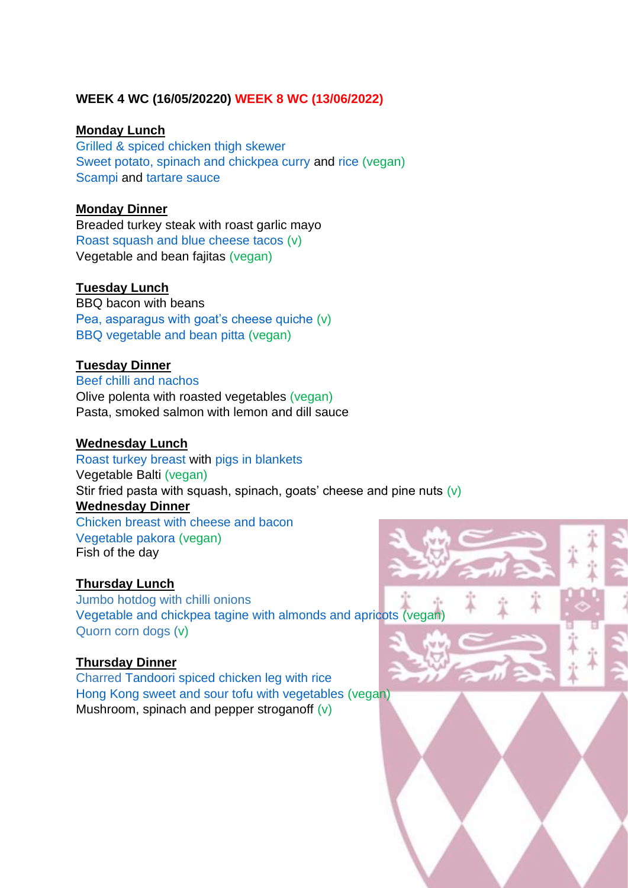**WEEK 4 WC (16/05/20220) WEEK 8 WC (13/06/2022)**

**Monday Lunch**

Grilled & spiced chicken thigh skewer
Sweet potato, spinach and chickpea curry and rice (vegan)
Scampi and tartare sauce

**Monday Dinner**

Breaded turkey steak with roast garlic mayo
Roast squash and blue cheese tacos (v)
Vegetable and bean fajitas (vegan)

**Tuesday Lunch**

BBQ bacon with beans
Pea, asparagus with goat's cheese quiche (v)
BBQ vegetable and bean pitta (vegan)

**Tuesday Dinner**

Beef chilli and nachos
Olive polenta with roasted vegetables (vegan)
Pasta, smoked salmon with lemon and dill sauce

**Wednesday Lunch**

Roast turkey breast with pigs in blankets
Vegetable Balti (vegan)
Stir fried pasta with squash, spinach, goats' cheese and pine nuts (v)

**Wednesday Dinner**

Chicken breast with cheese and bacon
Vegetable pakora (vegan)
Fish of the day

**Thursday Lunch**

Jumbo hotdog with chilli onions
Vegetable and chickpea tagine with almonds and apricots (vegan)
Quorn corn dogs (v)

**Thursday Dinner**

Charred Tandoori spiced chicken leg with rice
Hong Kong sweet and sour tofu with vegetables (vegan)
Mushroom, spinach and pepper stroganoff (v)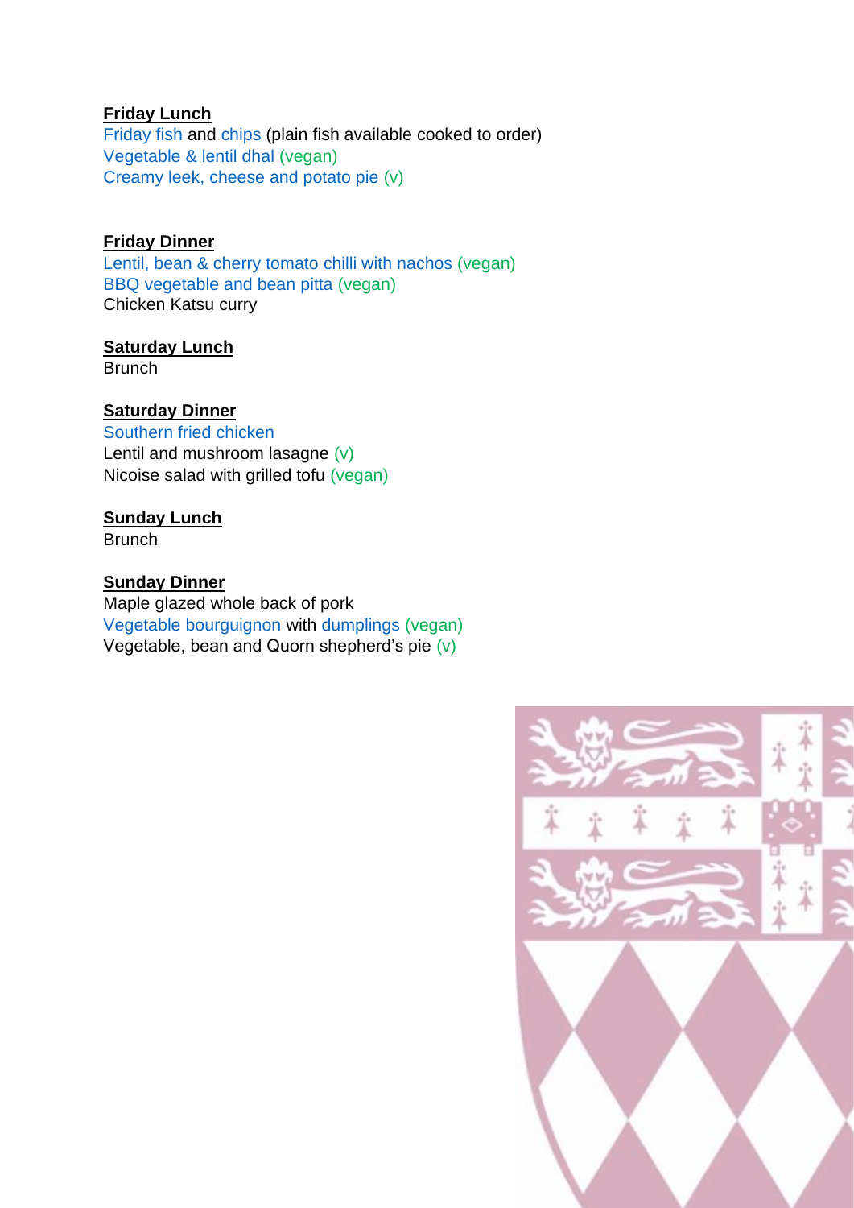**Friday Lunch**

Friday fish and chips (plain fish available cooked to order)
Vegetable & lentil dhal (vegan)
Creamy leek, cheese and potato pie (v)

**Friday Dinner**

Lentil, bean & cherry tomato chilli with nachos (vegan)
BBQ vegetable and bean pitta (vegan)
Chicken Katsu curry

**Saturday Lunch**

Brunch

**Saturday Dinner**

Southern fried chicken
Lentil and mushroom lasagne (v)
Nicoise salad with grilled tofu (vegan)

**Sunday Lunch**

Brunch

**Sunday Dinner**

Maple glazed whole back of pork
Vegetable bourguignon with dumplings (vegan)
Vegetable, bean and Quorn shepherd's pie (v)